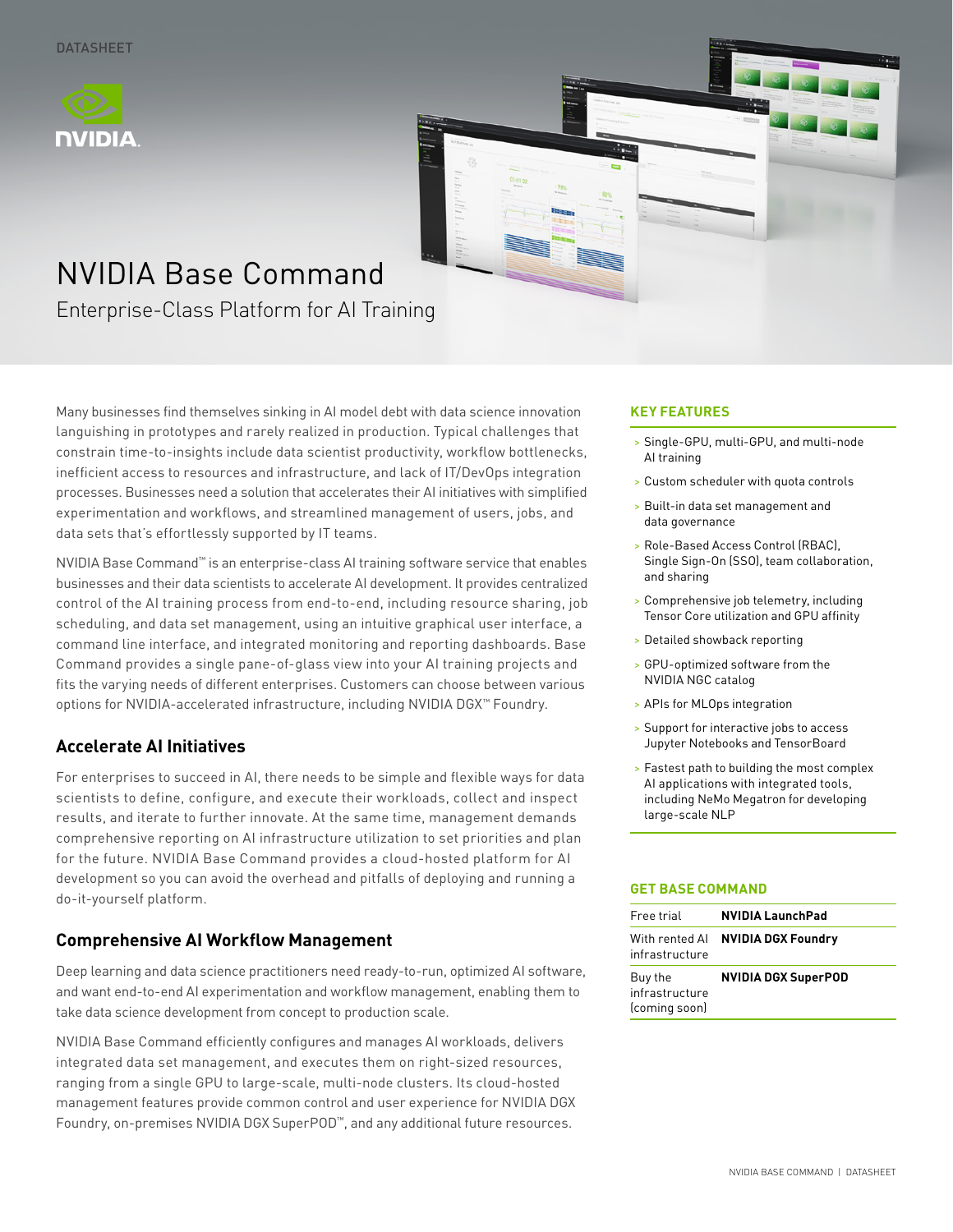DATASHEET

# NVIDIA Base Command

Enterprise-Class Platform for AI Training

Many businesses find themselves sinking in AI model debt with data science innovation languishing in prototypes and rarely realized in production. Typical challenges that constrain time-to-insights include data scientist productivity, workflow bottlenecks, inefficient access to resources and infrastructure, and lack of IT/DevOps integration processes. Businesses need a solution that accelerates their AI initiatives with simplified experimentation and workflows, and streamlined management of users, jobs, and data sets that's effortlessly supported by IT teams.

NVIDIA Base Command™ is an enterprise-class AI training software service that enables businesses and their data scientists to accelerate AI development. It provides centralized control of the AI training process from end-to-end, including resource sharing, job scheduling, and data set management, using an intuitive graphical user interface, a command line interface, and integrated monitoring and reporting dashboards. Base Command provides a single pane-of-glass view into your AI training projects and fits the varying needs of different enterprises. Customers can choose between various options for NVIDIA-accelerated infrastructure, including NVIDIA DGX™ Foundry.

## Accelerate AI Initiatives

For enterprises to succeed in AI, there needs to be simple and flexible ways for data scientists to define, configure, and execute their workloads, collect and inspect results, and iterate to further innovate. At the same time, management demands comprehensive reporting on AI infrastructure utilization to set priorities and plan for the future. NVIDIA Base Command provides a cloud-hosted platform for AI development so you can avoid the overhead and pitfalls of deploying and running a do-it-yourself platform.

## Comprehensive AI Workflow Management

Deep learning and data science practitioners need ready-to-run, optimized AI software, and want end-to-end AI experimentation and workflow management, enabling them to take data science development from concept to production scale.

NVIDIA Base Command efficiently configures and manages AI workloads, delivers integrated data set management, and executes them on right-sized resources, ranging from a single GPU to large-scale, multi-node clusters. Its cloud-hosted management features provide common control and user experience for NVIDIA DGX Foundry, on-premises NVIDIA DGX SuperPOD™, and any additional future resources.

### KEY FEATURES

- Single-GPU, multi-GPU, and multi-node AI training
- Custom scheduler with quota controls
- Built-in data set management and data governance
- Role-Based Access Control (RBAC), Single Sign-On (SSO), team collaboration, and sharing
- Comprehensive job telemetry, including Tensor Core utilization and GPU affinity
- Detailed showback reporting
- GPU-optimized software from the NVIDIA NGC catalog
- APIs for MLOps integration
- Support for interactive jobs to access Jupyter Notebooks and TensorBoard
- Fastest path to building the most complex AI applications with integrated tools, including NeMo Megatron for developing large-scale NLP

### GET BASE COMMAND

| | |
|---|---|
| Free trial | **NVIDIA LaunchPad** |
| With rented AI infrastructure | **NVIDIA DGX Foundry** |
| Buy the infrastructure (coming soon) | **NVIDIA DGX SuperPOD** |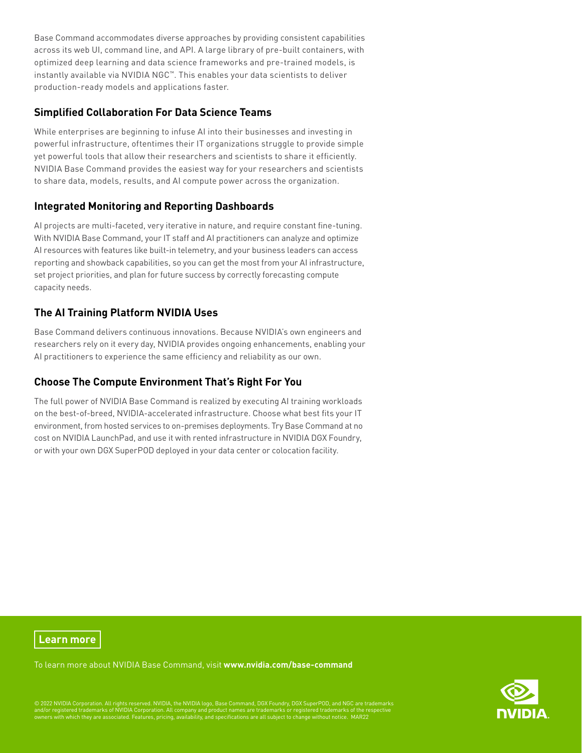Base Command accommodates diverse approaches by providing consistent capabilities across its web UI, command line, and API. A large library of pre-built containers, with optimized deep learning and data science frameworks and pre-trained models, is instantly available via NVIDIA NGC™. This enables your data scientists to deliver production-ready models and applications faster.

## Simplified Collaboration For Data Science Teams

While enterprises are beginning to infuse AI into their businesses and investing in powerful infrastructure, oftentimes their IT organizations struggle to provide simple yet powerful tools that allow their researchers and scientists to share it efficiently. NVIDIA Base Command provides the easiest way for your researchers and scientists to share data, models, results, and AI compute power across the organization.

## Integrated Monitoring and Reporting Dashboards

AI projects are multi-faceted, very iterative in nature, and require constant fine-tuning. With NVIDIA Base Command, your IT staff and AI practitioners can analyze and optimize AI resources with features like built-in telemetry, and your business leaders can access reporting and showback capabilities, so you can get the most from your AI infrastructure, set project priorities, and plan for future success by correctly forecasting compute capacity needs.

## The AI Training Platform NVIDIA Uses

Base Command delivers continuous innovations. Because NVIDIA's own engineers and researchers rely on it every day, NVIDIA provides ongoing enhancements, enabling your AI practitioners to experience the same efficiency and reliability as our own.

## Choose The Compute Environment That's Right For You

The full power of NVIDIA Base Command is realized by executing AI training workloads on the best-of-breed, NVIDIA-accelerated infrastructure. Choose what best fits your IT environment, from hosted services to on-premises deployments. Try Base Command at no cost on NVIDIA LaunchPad, and use it with rented infrastructure in NVIDIA DGX Foundry, or with your own DGX SuperPOD deployed in your data center or colocation facility.

**Learn more**

To learn more about NVIDIA Base Command, visit **www.nvidia.com/base-command**

© 2022 NVIDIA Corporation. All rights reserved. NVIDIA, the NVIDIA logo, Base Command, DGX Foundry, DGX SuperPOD, and NGC are trademarks and/or registered trademarks of NVIDIA Corporation. All company and product names are trademarks or registered trademarks of the respective owners with which they are associated. Features, pricing, availability, and specifications are all subject to change without notice. MAR22